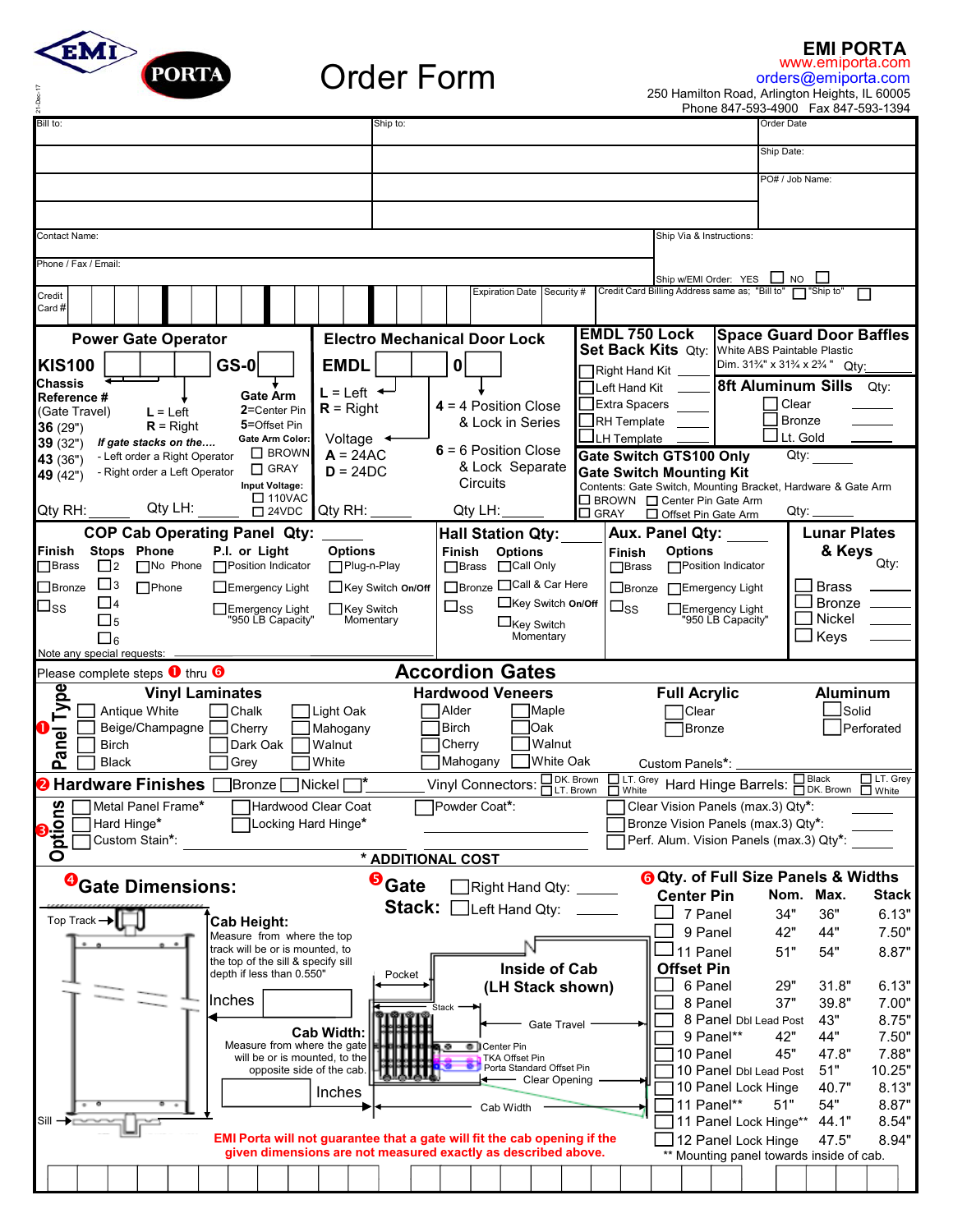EMI PORTA

# Order Form

**EMI PORTA**
www.emiporta.com
orders@emiporta.com
250 Hamilton Road, Arlington Heights, IL 60005
Phone 847-593-4900 Fax 847-593-1394

21-Dec-17

| Bill to: | Ship to: | Order Date |
|---|---|---|
| | | Ship Date: |
| | | PO# / Job Name: |
| Contact Name: | | Ship Via & Instructions: |
| Phone / Fax / Email: | | Ship w/EMI Order: YES ☐ NO ☐ |
| Credit Card # | Expiration Date / Security # | Credit Card Billing Address same as; "Bill to" ☐ "Ship to" ☐ |

## Power Gate Operator

**KIS100** ☐☐☐ **GS-0** ☐

**Chassis Reference #** (Gate Travel)
- **36** (29")
- **39** (32")
- **43** (36")
- **49** (42")

L = Left
R = Right

*If gate stacks on the....*
- Left order a Right Operator
- Right order a Left Operator

**Gate Arm**
2=Center Pin
5=Offset Pin

Gate Arm Color:
☐ BROWN
☐ GRAY

Input Voltage:
☐ 110VAC
☐ 24VDC

Qty RH: ______ Qty LH: ______

## Electro Mechanical Door Lock

**EMDL** ☐☐☐ **0** ☐

L = Left
R = Right

Voltage
A = 24AC
D = 24DC

4 = 4 Position Close & Lock in Series
6 = 6 Position Close & Lock Separate Circuits

Qty RH: ______ Qty LH: ______

## EMDL 750 Lock Set Back Kits Qty:
- ☐ Right Hand Kit ______
- ☐ Left Hand Kit ______
- ☐ Extra Spacers ______
- ☐ RH Template ______
- ☐ LH Template

## Space Guard Door Baffles
White ABS Paintable Plastic
Dim. 31¾" x 31¾ x 2¾ " Qty: ______

## 8ft Aluminum Sills Qty:
- ☐ Clear ______
- ☐ Bronze ______
- ☐ Lt. Gold ______

## Gate Switch GTS100 Only Qty: ______
## Gate Switch Mounting Kit
Contents: Gate Switch, Mounting Bracket, Hardware & Gate Arm
- ☐ BROWN ☐ Center Pin Gate Arm
- ☐ GRAY ☐ Offset Pin Gate Arm

Qty: ______

## COP Cab Operating Panel Qty: ______

**Finish**: ☐ Brass ☐ Bronze ☐ SS
**Stops**: ☐ 2 ☐ 3 ☐ 4 ☐ 5 ☐ 6
**Phone**: ☐ No Phone ☐ Phone
**P.I. or Light**: ☐ Position Indicator ☐ Emergency Light ☐ Emergency Light "950 LB Capacity"
**Options**: ☐ Plug-n-Play ☐ Key Switch On/Off ☐ Key Switch Momentary

Note any special requests:

## Hall Station Qty: ______

**Finish**: ☐ Brass ☐ Bronze ☐ SS
**Options**: ☐ Call Only ☐ Call & Car Here ☐ Key Switch On/Off ☐ Key Switch Momentary

## Aux. Panel Qty: ______

**Finish**: ☐ Brass ☐ Bronze ☐ SS
**Options**: ☐ Position Indicator ☐ Emergency Light ☐ Emergency Light "950 LB Capacity"

## Lunar Plates & Keys Qty:
- ☐ Brass ______
- ☐ Bronze ______
- ☐ Nickel ______
- ☐ Keys ______

# Accordion Gates

Please complete steps ❶ thru ❻

### ❶ Panel Type

**Vinyl Laminates**: ☐ Antique White ☐ Beige/Champagne ☐ Birch ☐ Black ☐ Chalk ☐ Cherry ☐ Dark Oak ☐ Grey ☐ Light Oak ☐ Mahogany ☐ Walnut ☐ White

**Hardwood Veneers**: ☐ Alder ☐ Birch ☐ Cherry ☐ Mahogany ☐ Maple ☐ Oak ☐ Walnut ☐ White Oak

**Full Acrylic**: ☐ Clear ☐ Bronze

**Aluminum**: ☐ Solid ☐ Perforated

Custom Panels*: ______

### ❷ Hardware Finishes
☐ Bronze ☐ Nickel ☐ *

Vinyl Connectors: ☐ DK. Brown ☐ LT. Brown ☐ LT. Grey ☐ White

Hard Hinge Barrels: ☐ Black ☐ DK. Brown ☐ LT. Grey ☐ White

### ❸ Options
- ☐ Metal Panel Frame*
- ☐ Hard Hinge*
- ☐ Custom Stain*: ______
- ☐ Hardwood Clear Coat
- ☐ Locking Hard Hinge*
- ☐ Powder Coat*: ______
- ☐ Clear Vision Panels (max.3) Qty*: ______
- ☐ Bronze Vision Panels (max.3) Qty*: ______
- ☐ Perf. Alum. Vision Panels (max.3) Qty*: ______

**\* ADDITIONAL COST**

### ❹ Gate Dimensions:

**Cab Height:**
Measure from where the top track will be or is mounted, to the top of the sill & specify sill depth if less than 0.550"

Inches ______

**Cab Width:**
Measure from where the gate will be or is mounted, to the opposite side of the cab.

______ Inches

Top Track, Sill, Pocket, Stack, Gate Travel, Center Pin, TKA Offset Pin, Porta Standard Offset Pin, Clear Opening, Cab Width

**Inside of Cab (LH Stack shown)**

### ❺ Gate Stack:
- ☐ Right Hand Qty: ______
- ☐ Left Hand Qty: ______

### ❻ Qty. of Full Size Panels & Widths

| | | Nom. | Max. | Stack |
|---|---|---|---|---|
| **Center Pin** | | | | |
| ☐ | 7 Panel | 34" | 36" | 6.13" |
| ☐ | 9 Panel | 42" | 44" | 7.50" |
| ☐ | 11 Panel | 51" | 54" | 8.87" |
| **Offset Pin** | | | | |
| ☐ | 6 Panel | 29" | 31.8" | 6.13" |
| ☐ | 8 Panel | 37" | 39.8" | 7.00" |
| ☐ | 8 Panel Dbl Lead Post | 43" | | 8.75" |
| ☐ | 9 Panel** | 42" | 44" | 7.50" |
| ☐ | 10 Panel | 45" | 47.8" | 7.88" |
| ☐ | 10 Panel Dbl Lead Post | 51" | | 10.25" |
| ☐ | 10 Panel Lock Hinge | 40.7" | | 8.13" |
| ☐ | 11 Panel** | 51" | 54" | 8.87" |
| ☐ | 11 Panel Lock Hinge** | 44.1" | | 8.54" |
| ☐ | 12 Panel Lock Hinge | 47.5" | | 8.94" |

** Mounting panel towards inside of cab.

**EMI Porta will not guarantee that a gate will fit the cab opening if the given dimensions are not measured exactly as described above.**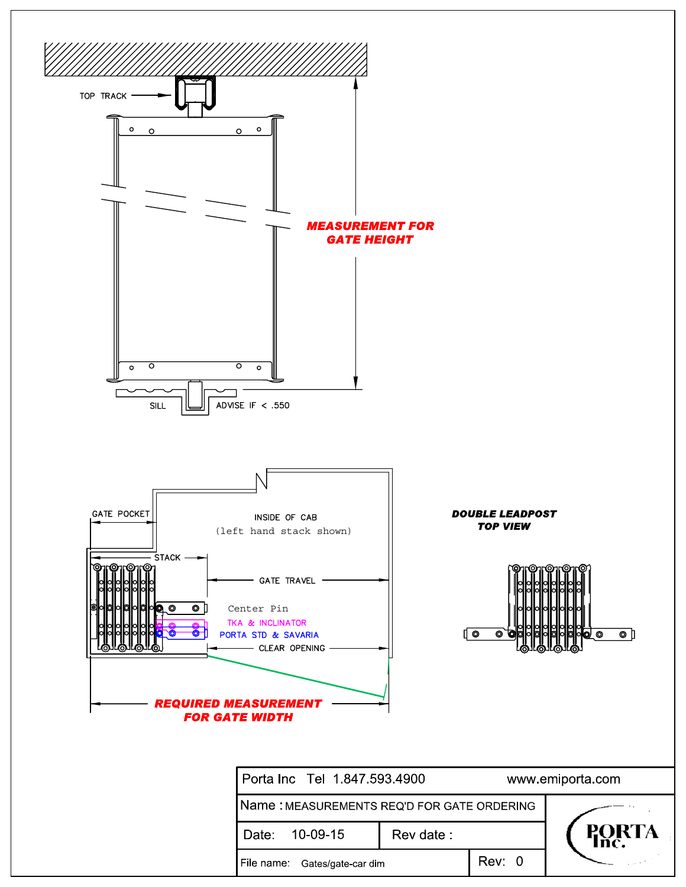TOP TRACK

**MEASUREMENT FOR GATE HEIGHT**

SILL

ADVISE IF < .550

GATE POCKET

INSIDE OF CAB
(left hand stack shown)

STACK

GATE TRAVEL

Center Pin

TKA & INCLINATOR

PORTA STD & SAVARIA

CLEAR OPENING

**REQUIRED MEASUREMENT FOR GATE WIDTH**

**DOUBLE LEADPOST TOP VIEW**

| | | |
|---|---|---|
| Porta Inc Tel 1.847.593.4900 | | www.emiporta.com |
| Name : MEASUREMENTS REQ'D FOR GATE ORDERING | | PORTA Inc. |
| Date: 10-09-15 | Rev date : | |
| File name: Gates/gate-car dim | Rev: 0 | |